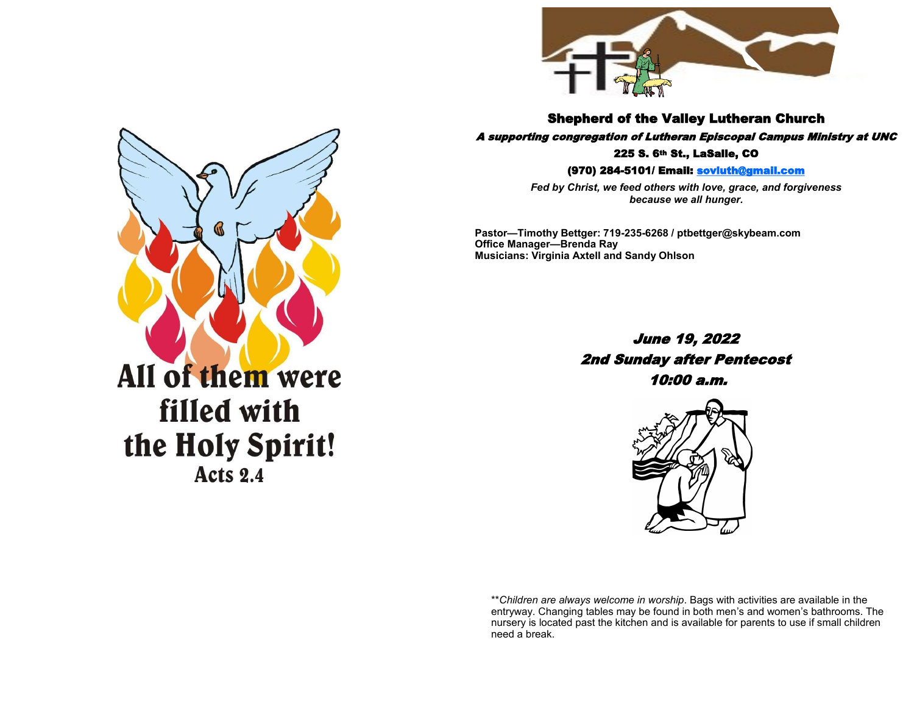All of them were filled with the Holy Spirit!
Acts 2.4

# Shepherd of the Valley Lutheran Church

***A supporting congregation of Lutheran Episcopal Campus Ministry at UNC***

**225 S. 6th St., LaSalle, CO**

**(970) 284-5101/ Email: sovluth@gmail.com**

***Fed by Christ, we feed others with love, grace, and forgiveness because we all hunger.***

**Pastor—Timothy Bettger: 719-235-6268 / ptbettger@skybeam.com**
**Office Manager—Brenda Ray**
**Musicians: Virginia Axtell and Sandy Ohlson**

***June 19, 2022***
***2nd Sunday after Pentecost***
***10:00 a.m.***

***Children are always welcome in worship*. Bags with activities are available in the entryway. Changing tables may be found in both men's and women's bathrooms. The nursery is located past the kitchen and is available for parents to use if small children need a break.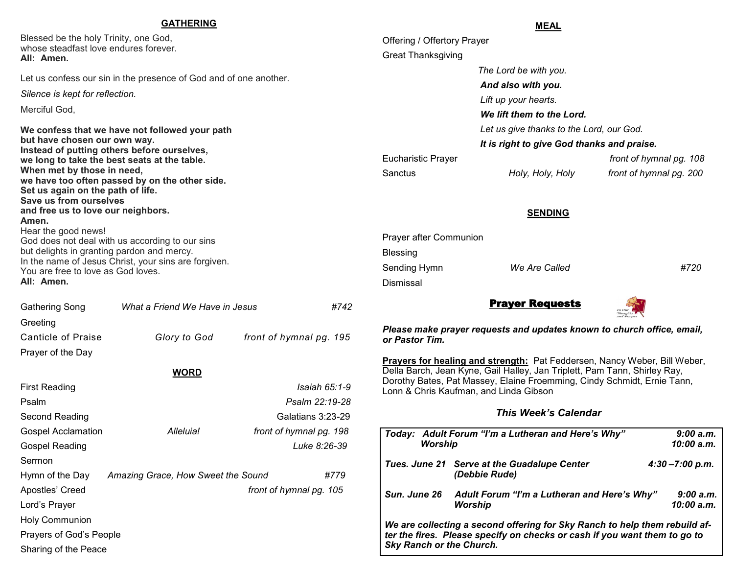## GATHERING

Blessed be the holy Trinity, one God,
whose steadfast love endures forever.
**All: Amen.**

Let us confess our sin in the presence of God and of one another.

*Silence is kept for reflection.*

Merciful God,

**We confess that we have not followed your path
but have chosen our own way.
Instead of putting others before ourselves,
we long to take the best seats at the table.
When met by those in need,
we have too often passed by on the other side.
Set us again on the path of life.
Save us from ourselves
and free us to love our neighbors.
Amen.**

Hear the good news!
God does not deal with us according to our sins
but delights in granting pardon and mercy.
In the name of Jesus Christ, your sins are forgiven.
You are free to love as God loves.
**All: Amen.**

| | | |
|---|---|---|
| Gathering Song | *What a Friend We Have in Jesus* | *#742* |
| Greeting | | |
| Canticle of Praise | *Glory to God* | *front of hymnal pg. 195* |
| Prayer of the Day | | |

## WORD

| | | |
|---|---|---|
| First Reading | | *Isaiah 65:1-9* |
| Psalm | | *Psalm 22:19-28* |
| Second Reading | | Galatians 3:23-29 |
| Gospel Acclamation | *Alleluia!* | *front of hymnal pg. 198* |
| Gospel Reading | | *Luke 8:26-39* |
| Sermon | | |
| Hymn of the Day | *Amazing Grace, How Sweet the Sound* | *#779* |
| Apostles' Creed | | *front of hymnal pg. 105* |
| Lord's Prayer | | |
| Holy Communion | | |
| Prayers of God's People | | |
| Sharing of the Peace | | |

## MEAL

Offering / Offertory Prayer

Great Thanksgiving

*The Lord be with you.*
***And also with you.***
*Lift up your hearts.*
***We lift them to the Lord.***
*Let us give thanks to the Lord, our God.*
***It is right to give God thanks and praise.***

| | | |
|---|---|---|
| Eucharistic Prayer | | *front of hymnal pg. 108* |
| Sanctus | *Holy, Holy, Holy* | *front of hymnal pg. 200* |

## SENDING

Prayer after Communion

Blessing

| | | |
|---|---|---|
| Sending Hymn | *We Are Called* | *#720* |

Dismissal

## Prayer Requests

***Please make prayer requests and updates known to church office, email, or Pastor Tim.***

**Prayers for healing and strength:** Pat Feddersen, Nancy Weber, Bill Weber, Della Barch, Jean Kyne, Gail Halley, Jan Triplett, Pam Tann, Shirley Ray, Dorothy Bates, Pat Massey, Elaine Froemming, Cindy Schmidt, Ernie Tann, Lonn & Chris Kaufman, and Linda Gibson

### *This Week's Calendar*

| | | |
|---|---|---|
| ***Today:*** | ***Adult Forum "I'm a Lutheran and Here's Why"*** | ***9:00 a.m.*** |
| | ***Worship*** | ***10:00 a.m.*** |
| ***Tues. June 21*** | ***Serve at the Guadalupe Center (Debbie Rude)*** | ***4:30 –7:00 p.m.*** |
| ***Sun. June 26*** | ***Adult Forum "I'm a Lutheran and Here's Why"*** | ***9:00 a.m.*** |
| | ***Worship*** | ***10:00 a.m.*** |

***We are collecting a second offering for Sky Ranch to help them rebuild after the fires. Please specify on checks or cash if you want them to go to Sky Ranch or the Church.***